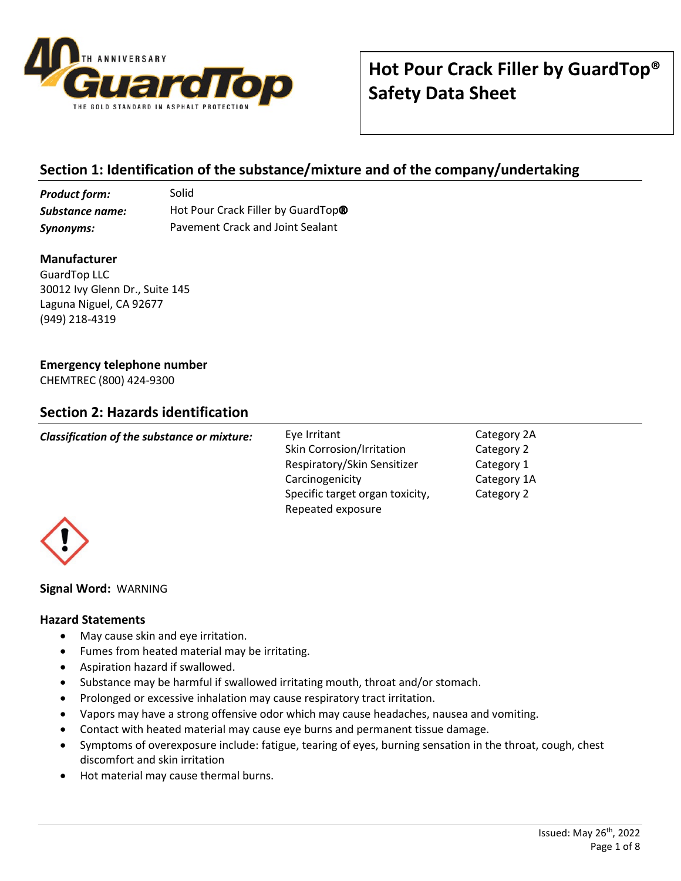# Hot Pour Crack Filler by GuardTop® Safety Data Sheet

## Section 1: Identification of the substance/mixture and of the company/undertaking

| | |
|---|---|
| ***Product form:*** | Solid |
| ***Substance name:*** | Hot Pour Crack Filler by GuardTop® |
| ***Synonyms:*** | Pavement Crack and Joint Sealant |

**Manufacturer**
GuardTop LLC
30012 Ivy Glenn Dr., Suite 145
Laguna Niguel, CA 92677
(949) 218-4319

**Emergency telephone number**
CHEMTREC (800) 424-9300

## Section 2: Hazards identification

***Classification of the substance or mixture:***

| Hazard | Category |
|---|---|
| Eye Irritant | Category 2A |
| Skin Corrosion/Irritation | Category 2 |
| Respiratory/Skin Sensitizer | Category 1 |
| Carcinogenicity | Category 1A |
| Specific target organ toxicity, Repeated exposure | Category 2 |

**Signal Word:** WARNING

**Hazard Statements**

- May cause skin and eye irritation.
- Fumes from heated material may be irritating.
- Aspiration hazard if swallowed.
- Substance may be harmful if swallowed irritating mouth, throat and/or stomach.
- Prolonged or excessive inhalation may cause respiratory tract irritation.
- Vapors may have a strong offensive odor which may cause headaches, nausea and vomiting.
- Contact with heated material may cause eye burns and permanent tissue damage.
- Symptoms of overexposure include: fatigue, tearing of eyes, burning sensation in the throat, cough, chest discomfort and skin irritation
- Hot material may cause thermal burns.

Issued: May 26th, 2022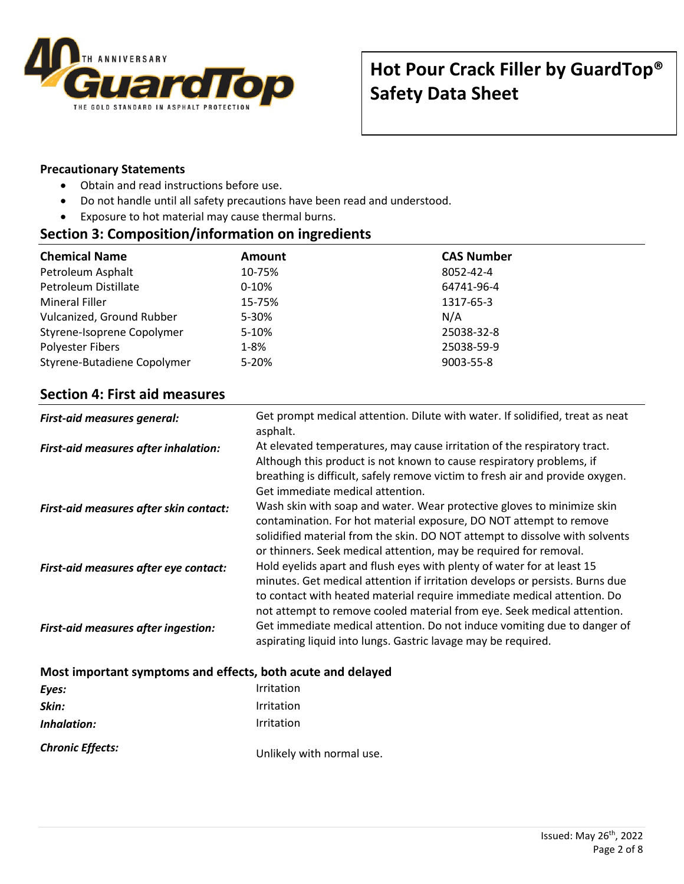**Precautionary Statements**

- Obtain and read instructions before use.
- Do not handle until all safety precautions have been read and understood.
- Exposure to hot material may cause thermal burns.

## Section 3: Composition/information on ingredients

| Chemical Name | Amount | CAS Number |
|---|---|---|
| Petroleum Asphalt | 10-75% | 8052-42-4 |
| Petroleum Distillate | 0-10% | 64741-96-4 |
| Mineral Filler | 15-75% | 1317-65-3 |
| Vulcanized, Ground Rubber | 5-30% | N/A |
| Styrene-Isoprene Copolymer | 5-10% | 25038-32-8 |
| Polyester Fibers | 1-8% | 25038-59-9 |
| Styrene-Butadiene Copolymer | 5-20% | 9003-55-8 |

## Section 4: First aid measures

***First-aid measures general:*** Get prompt medical attention. Dilute with water. If solidified, treat as neat asphalt.

***First-aid measures after inhalation:*** At elevated temperatures, may cause irritation of the respiratory tract. Although this product is not known to cause respiratory problems, if breathing is difficult, safely remove victim to fresh air and provide oxygen. Get immediate medical attention.

***First-aid measures after skin contact:*** Wash skin with soap and water. Wear protective gloves to minimize skin contamination. For hot material exposure, DO NOT attempt to remove solidified material from the skin. DO NOT attempt to dissolve with solvents or thinners. Seek medical attention, may be required for removal.

***First-aid measures after eye contact:*** Hold eyelids apart and flush eyes with plenty of water for at least 15 minutes. Get medical attention if irritation develops or persists. Burns due to contact with heated material require immediate medical attention. Do not attempt to remove cooled material from eye. Seek medical attention.

***First-aid measures after ingestion:*** Get immediate medical attention. Do not induce vomiting due to danger of aspirating liquid into lungs. Gastric lavage may be required.

**Most important symptoms and effects, both acute and delayed**

***Eyes:*** Irritation

***Skin:*** Irritation

***Inhalation:*** Irritation

***Chronic Effects:*** Unlikely with normal use.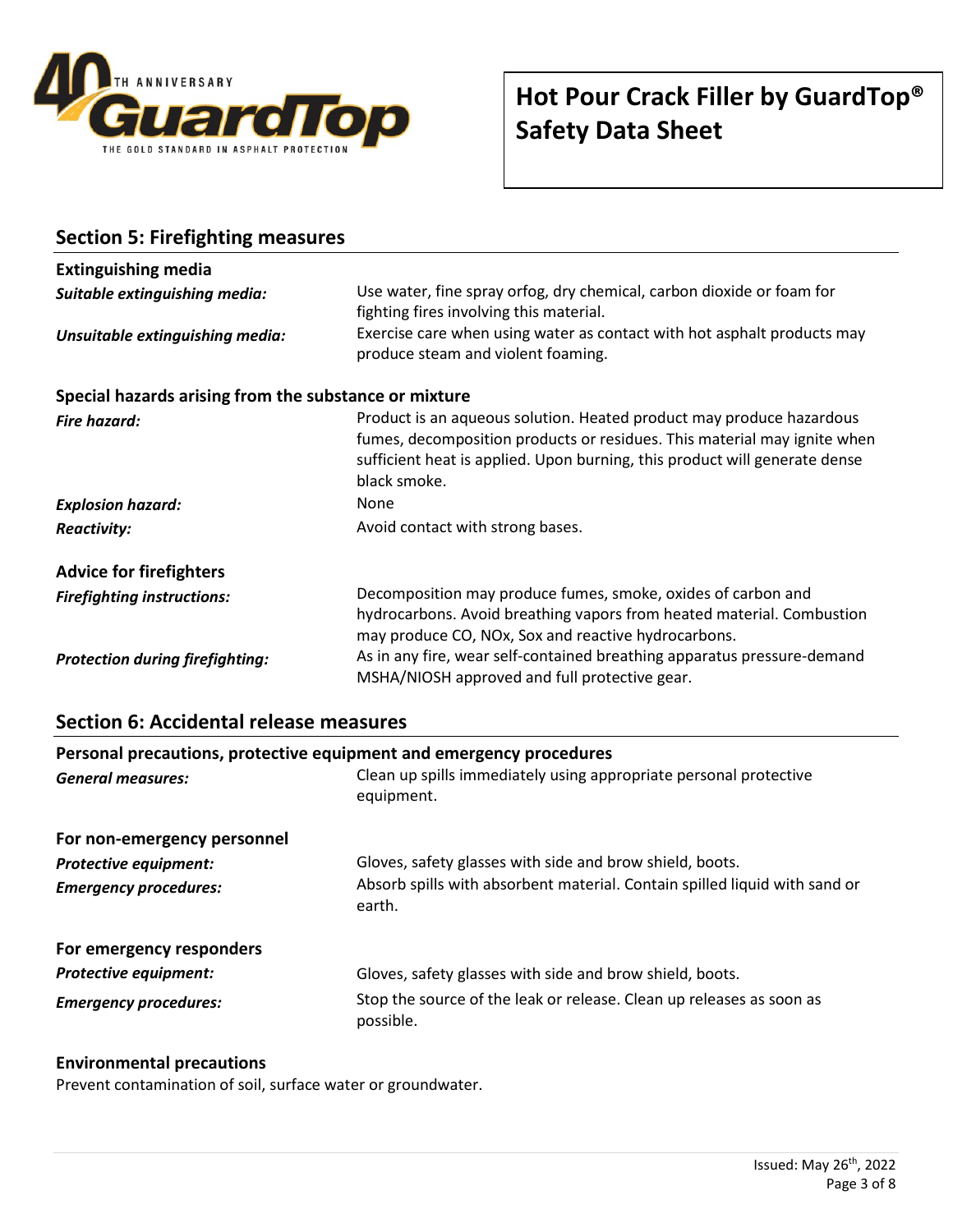## Section 5: Firefighting measures

### Extinguishing media

***Suitable extinguishing media:*** Use water, fine spray orfog, dry chemical, carbon dioxide or foam for fighting fires involving this material.

***Unsuitable extinguishing media:*** Exercise care when using water as contact with hot asphalt products may produce steam and violent foaming.

### Special hazards arising from the substance or mixture

***Fire hazard:*** Product is an aqueous solution. Heated product may produce hazardous fumes, decomposition products or residues. This material may ignite when sufficient heat is applied. Upon burning, this product will generate dense black smoke.

***Explosion hazard:*** None

***Reactivity:*** Avoid contact with strong bases.

### Advice for firefighters

***Firefighting instructions:*** Decomposition may produce fumes, smoke, oxides of carbon and hydrocarbons. Avoid breathing vapors from heated material. Combustion may produce CO, NOx, Sox and reactive hydrocarbons.

***Protection during firefighting:*** As in any fire, wear self-contained breathing apparatus pressure-demand MSHA/NIOSH approved and full protective gear.

## Section 6: Accidental release measures

### Personal precautions, protective equipment and emergency procedures

***General measures:*** Clean up spills immediately using appropriate personal protective equipment.

### For non-emergency personnel

***Protective equipment:*** Gloves, safety glasses with side and brow shield, boots.

***Emergency procedures:*** Absorb spills with absorbent material. Contain spilled liquid with sand or earth.

### For emergency responders

***Protective equipment:*** Gloves, safety glasses with side and brow shield, boots.

***Emergency procedures:*** Stop the source of the leak or release. Clean up releases as soon as possible.

### Environmental precautions

Prevent contamination of soil, surface water or groundwater.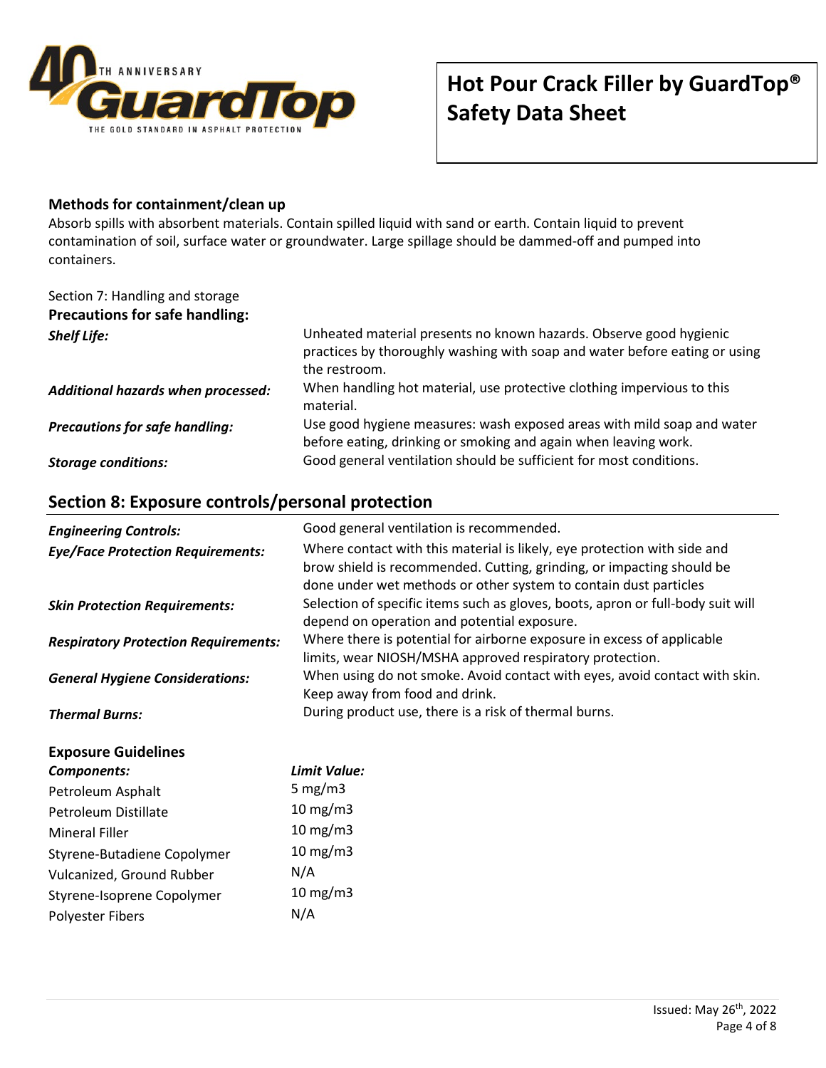### Methods for containment/clean up

Absorb spills with absorbent materials. Contain spilled liquid with sand or earth. Contain liquid to prevent contamination of soil, surface water or groundwater. Large spillage should be dammed-off and pumped into containers.

Section 7: Handling and storage

### Precautions for safe handling:

| | |
|---|---|
| ***Shelf Life:*** | Unheated material presents no known hazards. Observe good hygienic practices by thoroughly washing with soap and water before eating or using the restroom. |
| ***Additional hazards when processed:*** | When handling hot material, use protective clothing impervious to this material. |
| ***Precautions for safe handling:*** | Use good hygiene measures: wash exposed areas with mild soap and water before eating, drinking or smoking and again when leaving work. |
| ***Storage conditions:*** | Good general ventilation should be sufficient for most conditions. |

## Section 8: Exposure controls/personal protection

| | |
|---|---|
| ***Engineering Controls:*** | Good general ventilation is recommended. |
| ***Eye/Face Protection Requirements:*** | Where contact with this material is likely, eye protection with side and brow shield is recommended. Cutting, grinding, or impacting should be done under wet methods or other system to contain dust particles |
| ***Skin Protection Requirements:*** | Selection of specific items such as gloves, boots, apron or full-body suit will depend on operation and potential exposure. |
| ***Respiratory Protection Requirements:*** | Where there is potential for airborne exposure in excess of applicable limits, wear NIOSH/MSHA approved respiratory protection. |
| ***General Hygiene Considerations:*** | When using do not smoke. Avoid contact with eyes, avoid contact with skin. Keep away from food and drink. |
| ***Thermal Burns:*** | During product use, there is a risk of thermal burns. |

### Exposure Guidelines

| *Components:* | *Limit Value:* |
|---|---|
| Petroleum Asphalt | 5 mg/m3 |
| Petroleum Distillate | 10 mg/m3 |
| Mineral Filler | 10 mg/m3 |
| Styrene-Butadiene Copolymer | 10 mg/m3 |
| Vulcanized, Ground Rubber | N/A |
| Styrene-Isoprene Copolymer | 10 mg/m3 |
| Polyester Fibers | N/A |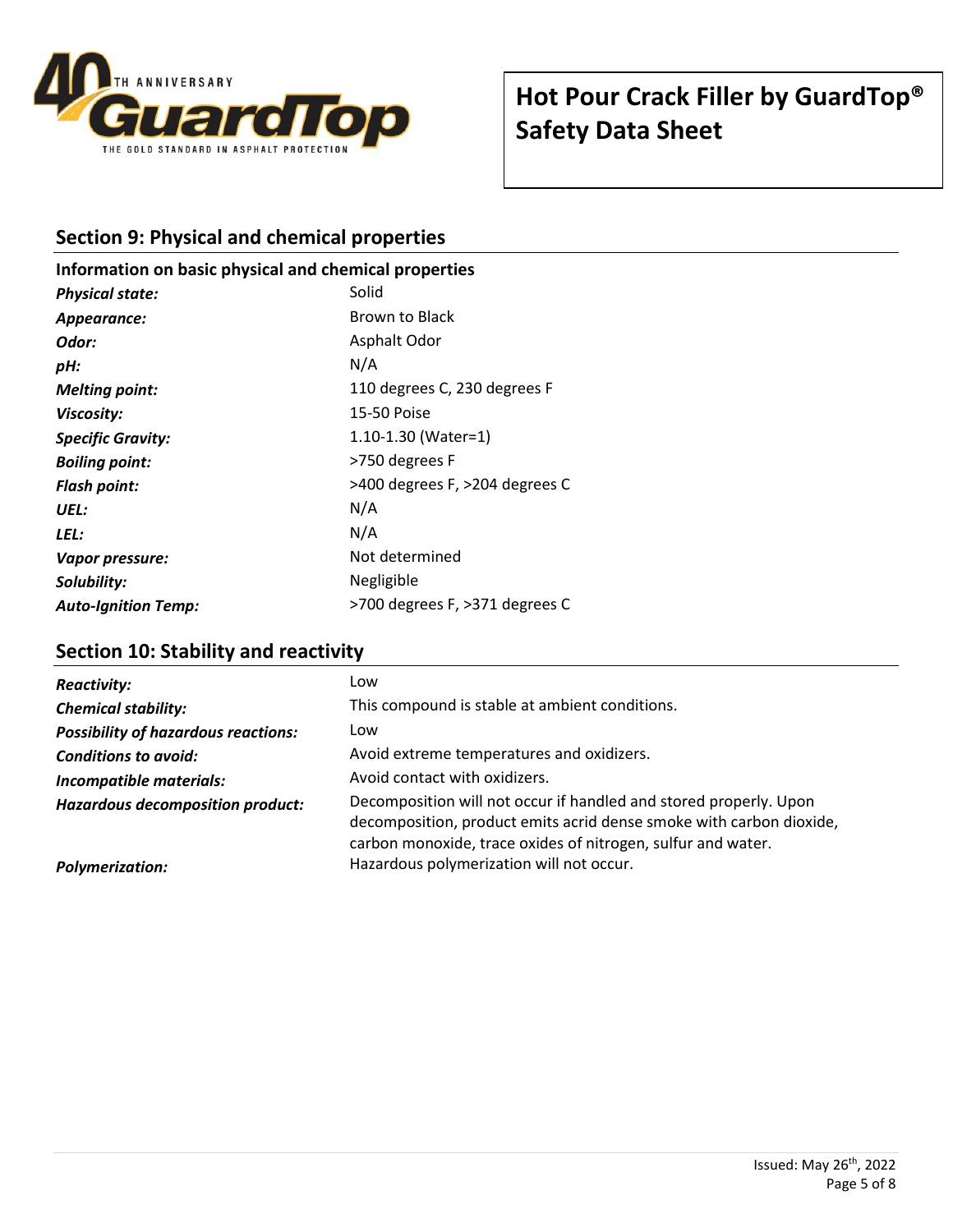## Section 9: Physical and chemical properties

### Information on basic physical and chemical properties

| | |
|---|---|
| ***Physical state:*** | Solid |
| ***Appearance:*** | Brown to Black |
| ***Odor:*** | Asphalt Odor |
| ***pH:*** | N/A |
| ***Melting point:*** | 110 degrees C, 230 degrees F |
| ***Viscosity:*** | 15-50 Poise |
| ***Specific Gravity:*** | 1.10-1.30 (Water=1) |
| ***Boiling point:*** | >750 degrees F |
| ***Flash point:*** | >400 degrees F, >204 degrees C |
| ***UEL:*** | N/A |
| ***LEL:*** | N/A |
| ***Vapor pressure:*** | Not determined |
| ***Solubility:*** | Negligible |
| ***Auto-Ignition Temp:*** | >700 degrees F, >371 degrees C |

## Section 10: Stability and reactivity

| | |
|---|---|
| ***Reactivity:*** | Low |
| ***Chemical stability:*** | This compound is stable at ambient conditions. |
| ***Possibility of hazardous reactions:*** | Low |
| ***Conditions to avoid:*** | Avoid extreme temperatures and oxidizers. |
| ***Incompatible materials:*** | Avoid contact with oxidizers. |
| ***Hazardous decomposition product:*** | Decomposition will not occur if handled and stored properly. Upon decomposition, product emits acrid dense smoke with carbon dioxide, carbon monoxide, trace oxides of nitrogen, sulfur and water. |
| ***Polymerization:*** | Hazardous polymerization will not occur. |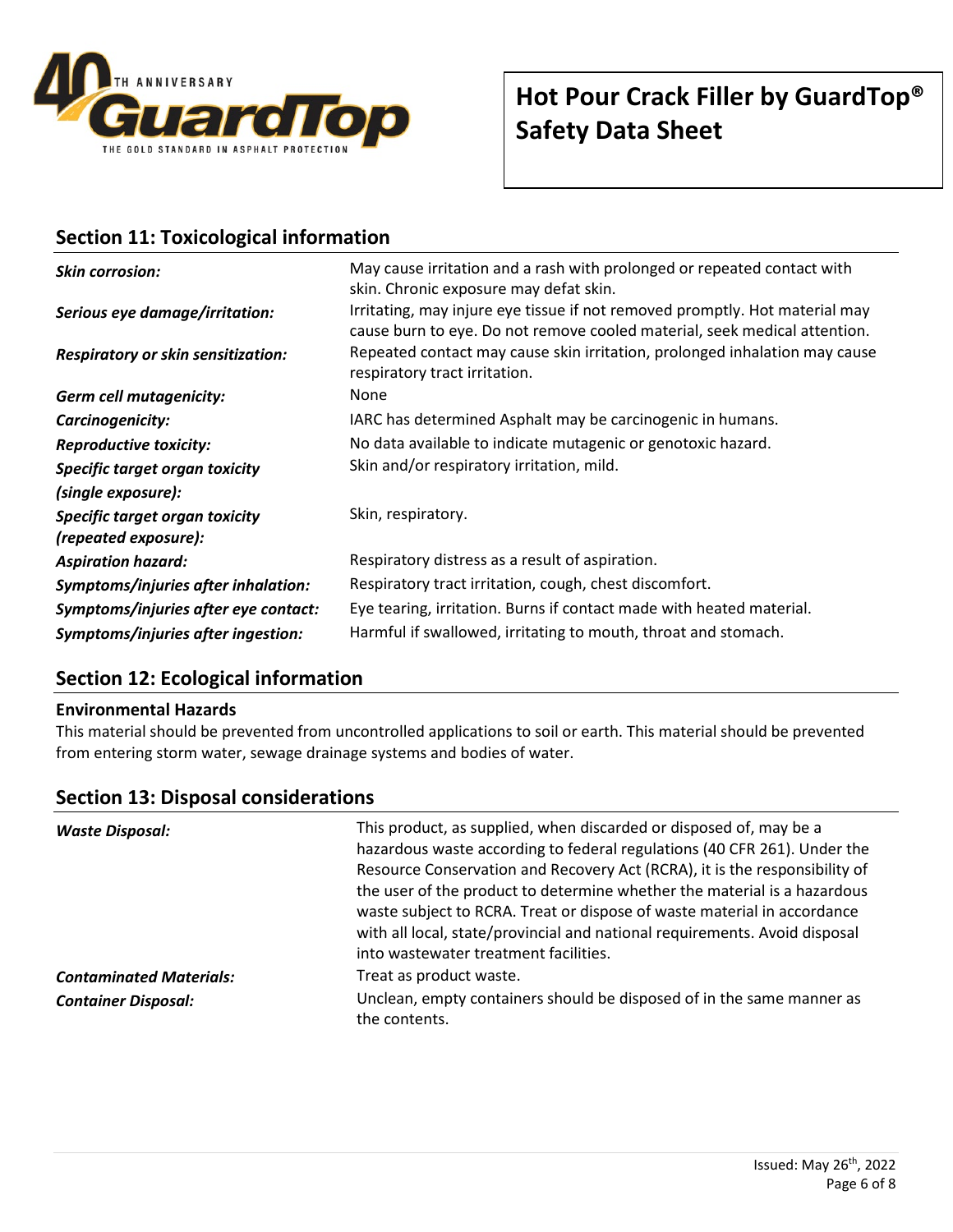## Section 11: Toxicological information

| | |
|---|---|
| ***Skin corrosion:*** | May cause irritation and a rash with prolonged or repeated contact with skin. Chronic exposure may defat skin. |
| ***Serious eye damage/irritation:*** | Irritating, may injure eye tissue if not removed promptly. Hot material may cause burn to eye. Do not remove cooled material, seek medical attention. |
| ***Respiratory or skin sensitization:*** | Repeated contact may cause skin irritation, prolonged inhalation may cause respiratory tract irritation. |
| ***Germ cell mutagenicity:*** | None |
| ***Carcinogenicity:*** | IARC has determined Asphalt may be carcinogenic in humans. |
| ***Reproductive toxicity:*** | No data available to indicate mutagenic or genotoxic hazard. |
| ***Specific target organ toxicity (single exposure):*** | Skin and/or respiratory irritation, mild. |
| ***Specific target organ toxicity (repeated exposure):*** | Skin, respiratory. |
| ***Aspiration hazard:*** | Respiratory distress as a result of aspiration. |
| ***Symptoms/injuries after inhalation:*** | Respiratory tract irritation, cough, chest discomfort. |
| ***Symptoms/injuries after eye contact:*** | Eye tearing, irritation. Burns if contact made with heated material. |
| ***Symptoms/injuries after ingestion:*** | Harmful if swallowed, irritating to mouth, throat and stomach. |

## Section 12: Ecological information

### Environmental Hazards

This material should be prevented from uncontrolled applications to soil or earth. This material should be prevented from entering storm water, sewage drainage systems and bodies of water.

## Section 13: Disposal considerations

| | |
|---|---|
| ***Waste Disposal:*** | This product, as supplied, when discarded or disposed of, may be a hazardous waste according to federal regulations (40 CFR 261). Under the Resource Conservation and Recovery Act (RCRA), it is the responsibility of the user of the product to determine whether the material is a hazardous waste subject to RCRA. Treat or dispose of waste material in accordance with all local, state/provincial and national requirements. Avoid disposal into wastewater treatment facilities. |
| ***Contaminated Materials:*** | Treat as product waste. |
| ***Container Disposal:*** | Unclean, empty containers should be disposed of in the same manner as the contents. |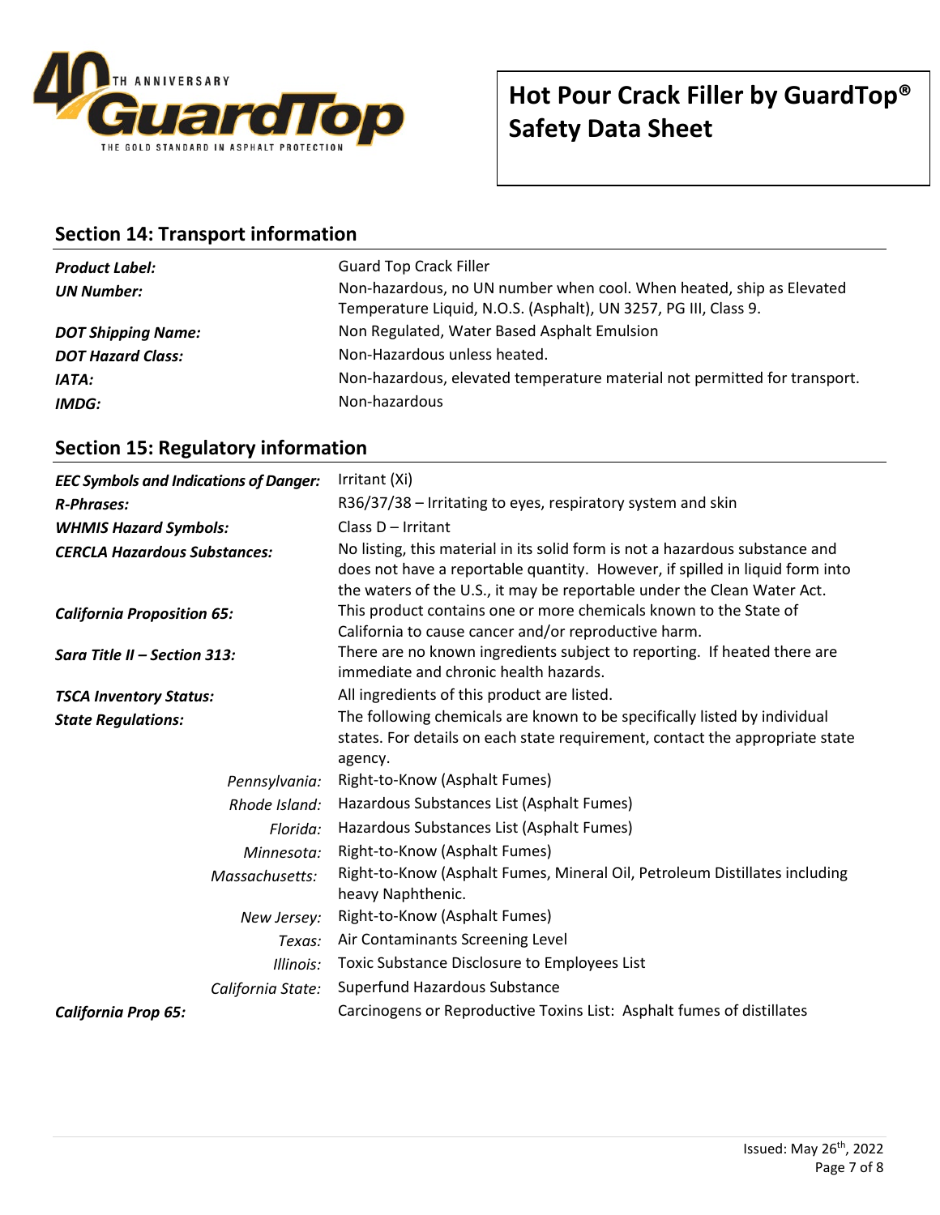## Section 14: Transport information

| | |
|---|---|
| ***Product Label:*** | Guard Top Crack Filler |
| ***UN Number:*** | Non-hazardous, no UN number when cool. When heated, ship as Elevated Temperature Liquid, N.O.S. (Asphalt), UN 3257, PG III, Class 9. |
| ***DOT Shipping Name:*** | Non Regulated, Water Based Asphalt Emulsion |
| ***DOT Hazard Class:*** | Non-Hazardous unless heated. |
| ***IATA:*** | Non-hazardous, elevated temperature material not permitted for transport. |
| ***IMDG:*** | Non-hazardous |

## Section 15: Regulatory information

| | |
|---|---|
| ***EEC Symbols and Indications of Danger:*** | Irritant (Xi) |
| ***R-Phrases:*** | R36/37/38 – Irritating to eyes, respiratory system and skin |
| ***WHMIS Hazard Symbols:*** | Class D – Irritant |
| ***CERCLA Hazardous Substances:*** | No listing, this material in its solid form is not a hazardous substance and does not have a reportable quantity. However, if spilled in liquid form into the waters of the U.S., it may be reportable under the Clean Water Act. |
| ***California Proposition 65:*** | This product contains one or more chemicals known to the State of California to cause cancer and/or reproductive harm. |
| ***Sara Title II – Section 313:*** | There are no known ingredients subject to reporting. If heated there are immediate and chronic health hazards. |
| ***TSCA Inventory Status:*** | All ingredients of this product are listed. |
| ***State Regulations:*** | The following chemicals are known to be specifically listed by individual states. For details on each state requirement, contact the appropriate state agency. |
| *Pennsylvania:* | Right-to-Know (Asphalt Fumes) |
| *Rhode Island:* | Hazardous Substances List (Asphalt Fumes) |
| *Florida:* | Hazardous Substances List (Asphalt Fumes) |
| *Minnesota:* | Right-to-Know (Asphalt Fumes) |
| *Massachusetts:* | Right-to-Know (Asphalt Fumes, Mineral Oil, Petroleum Distillates including heavy Naphthenic. |
| *New Jersey:* | Right-to-Know (Asphalt Fumes) |
| *Texas:* | Air Contaminants Screening Level |
| *Illinois:* | Toxic Substance Disclosure to Employees List |
| *California State:* | Superfund Hazardous Substance |
| ***California Prop 65:*** | Carcinogens or Reproductive Toxins List: Asphalt fumes of distillates |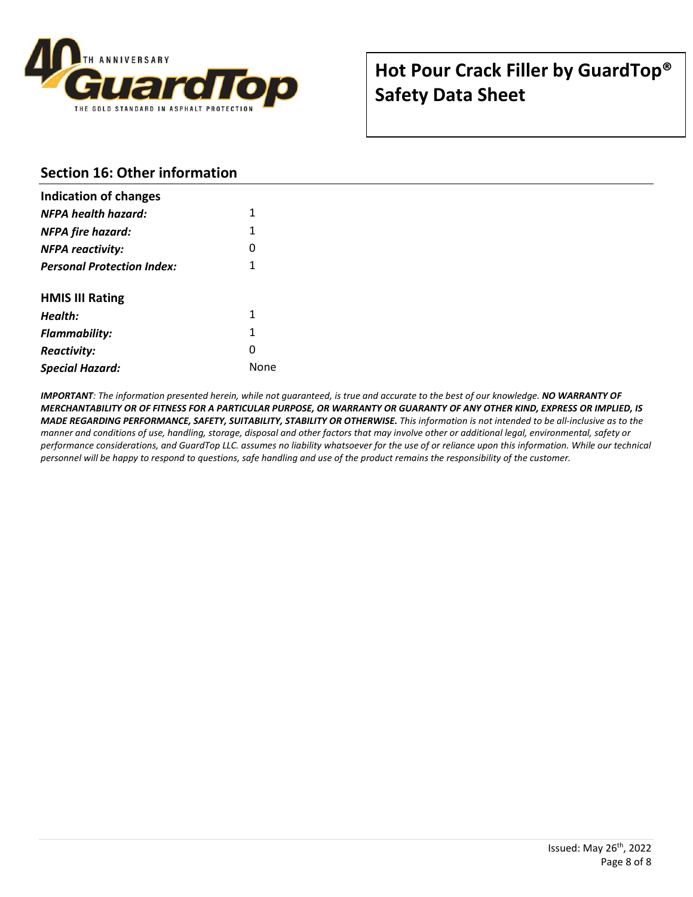## Section 16: Other information

**Indication of changes**

| | |
|---|---|
| ***NFPA health hazard:*** | 1 |
| ***NFPA fire hazard:*** | 1 |
| ***NFPA reactivity:*** | 0 |
| ***Personal Protection Index:*** | 1 |

**HMIS III Rating**

| | |
|---|---|
| ***Health:*** | 1 |
| ***Flammability:*** | 1 |
| ***Reactivity:*** | 0 |
| ***Special Hazard:*** | None |

***IMPORTANT****: The information presented herein, while not guaranteed, is true and accurate to the best of our knowledge.* ***NO WARRANTY OF MERCHANTABILITY OR OF FITNESS FOR A PARTICULAR PURPOSE, OR WARRANTY OR GUARANTY OF ANY OTHER KIND, EXPRESS OR IMPLIED, IS MADE REGARDING PERFORMANCE, SAFETY, SUITABILITY, STABILITY OR OTHERWISE.*** *This information is not intended to be all-inclusive as to the manner and conditions of use, handling, storage, disposal and other factors that may involve other or additional legal, environmental, safety or performance considerations, and GuardTop LLC. assumes no liability whatsoever for the use of or reliance upon this information. While our technical personnel will be happy to respond to questions, safe handling and use of the product remains the responsibility of the customer.*